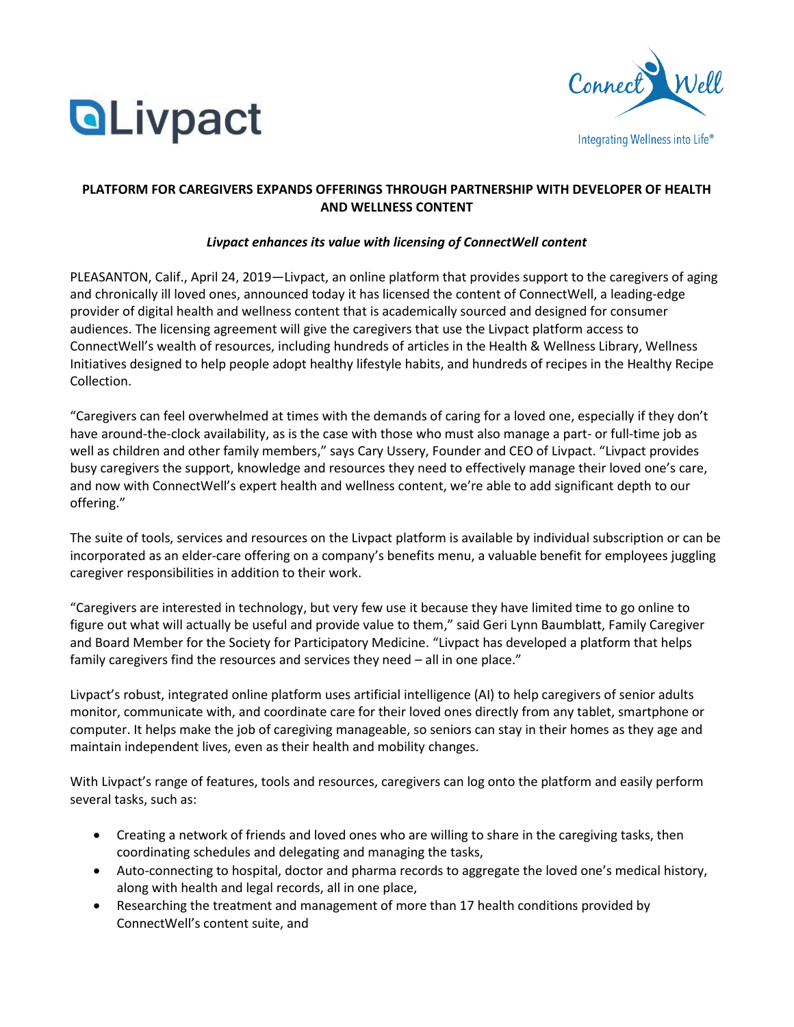# PLATFORM FOR CAREGIVERS EXPANDS OFFERINGS THROUGH PARTNERSHIP WITH DEVELOPER OF HEALTH AND WELLNESS CONTENT

***Livpact enhances its value with licensing of ConnectWell content***

PLEASANTON, Calif., April 24, 2019—Livpact, an online platform that provides support to the caregivers of aging and chronically ill loved ones, announced today it has licensed the content of ConnectWell, a leading-edge provider of digital health and wellness content that is academically sourced and designed for consumer audiences. The licensing agreement will give the caregivers that use the Livpact platform access to ConnectWell's wealth of resources, including hundreds of articles in the Health & Wellness Library, Wellness Initiatives designed to help people adopt healthy lifestyle habits, and hundreds of recipes in the Healthy Recipe Collection.

"Caregivers can feel overwhelmed at times with the demands of caring for a loved one, especially if they don't have around-the-clock availability, as is the case with those who must also manage a part- or full-time job as well as children and other family members," says Cary Ussery, Founder and CEO of Livpact. "Livpact provides busy caregivers the support, knowledge and resources they need to effectively manage their loved one's care, and now with ConnectWell's expert health and wellness content, we're able to add significant depth to our offering."

The suite of tools, services and resources on the Livpact platform is available by individual subscription or can be incorporated as an elder-care offering on a company's benefits menu, a valuable benefit for employees juggling caregiver responsibilities in addition to their work.

"Caregivers are interested in technology, but very few use it because they have limited time to go online to figure out what will actually be useful and provide value to them," said Geri Lynn Baumblatt, Family Caregiver and Board Member for the Society for Participatory Medicine. "Livpact has developed a platform that helps family caregivers find the resources and services they need – all in one place."

Livpact's robust, integrated online platform uses artificial intelligence (AI) to help caregivers of senior adults monitor, communicate with, and coordinate care for their loved ones directly from any tablet, smartphone or computer. It helps make the job of caregiving manageable, so seniors can stay in their homes as they age and maintain independent lives, even as their health and mobility changes.

With Livpact's range of features, tools and resources, caregivers can log onto the platform and easily perform several tasks, such as:

- Creating a network of friends and loved ones who are willing to share in the caregiving tasks, then coordinating schedules and delegating and managing the tasks,
- Auto-connecting to hospital, doctor and pharma records to aggregate the loved one's medical history, along with health and legal records, all in one place,
- Researching the treatment and management of more than 17 health conditions provided by ConnectWell's content suite, and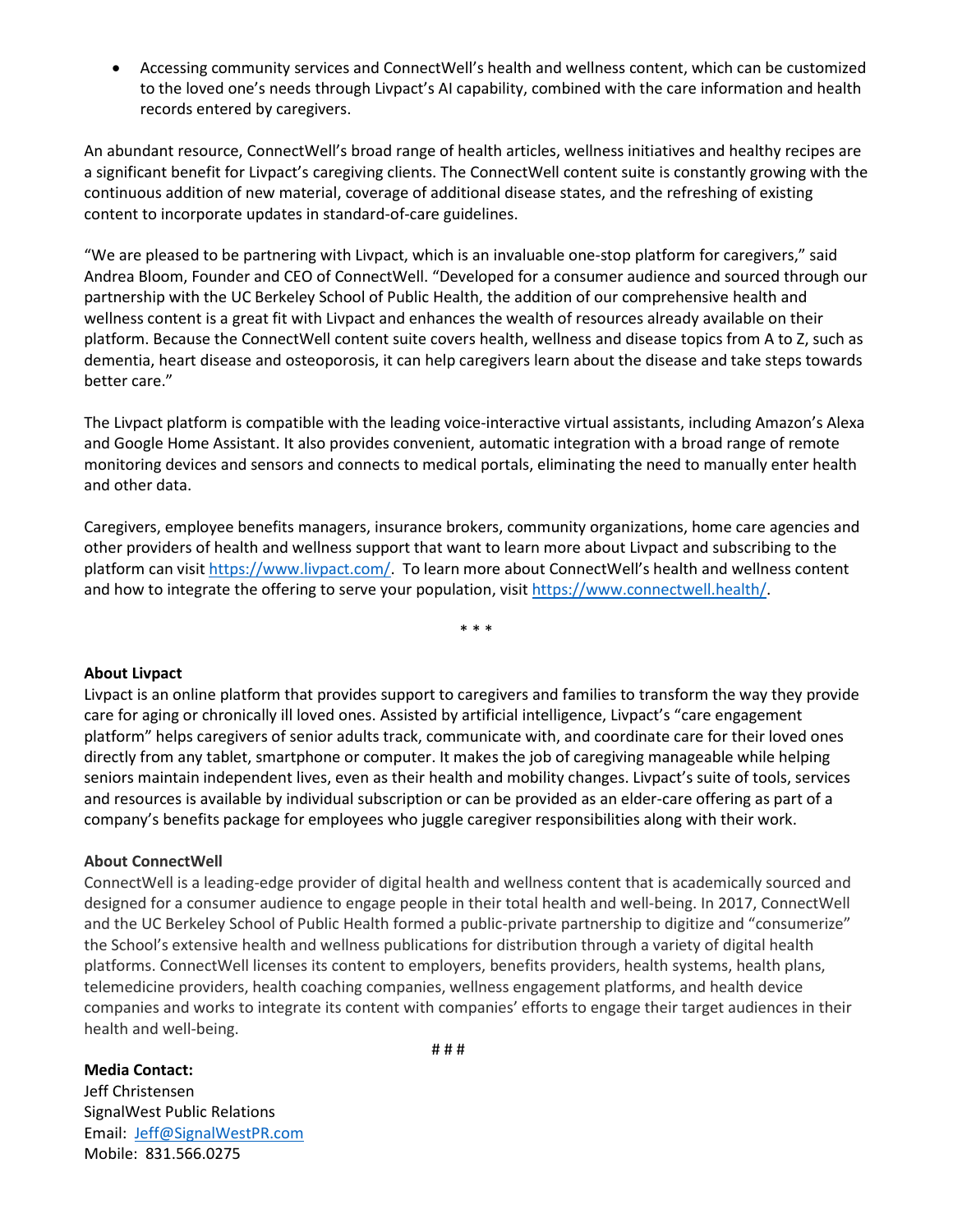- Accessing community services and ConnectWell's health and wellness content, which can be customized to the loved one's needs through Livpact's AI capability, combined with the care information and health records entered by caregivers.

An abundant resource, ConnectWell's broad range of health articles, wellness initiatives and healthy recipes are a significant benefit for Livpact's caregiving clients. The ConnectWell content suite is constantly growing with the continuous addition of new material, coverage of additional disease states, and the refreshing of existing content to incorporate updates in standard-of-care guidelines.

"We are pleased to be partnering with Livpact, which is an invaluable one-stop platform for caregivers," said Andrea Bloom, Founder and CEO of ConnectWell. "Developed for a consumer audience and sourced through our partnership with the UC Berkeley School of Public Health, the addition of our comprehensive health and wellness content is a great fit with Livpact and enhances the wealth of resources already available on their platform. Because the ConnectWell content suite covers health, wellness and disease topics from A to Z, such as dementia, heart disease and osteoporosis, it can help caregivers learn about the disease and take steps towards better care."

The Livpact platform is compatible with the leading voice-interactive virtual assistants, including Amazon's Alexa and Google Home Assistant. It also provides convenient, automatic integration with a broad range of remote monitoring devices and sensors and connects to medical portals, eliminating the need to manually enter health and other data.

Caregivers, employee benefits managers, insurance brokers, community organizations, home care agencies and other providers of health and wellness support that want to learn more about Livpact and subscribing to the platform can visit https://www.livpact.com/. To learn more about ConnectWell's health and wellness content and how to integrate the offering to serve your population, visit https://www.connectwell.health/.

\* \* \*

**About Livpact**

Livpact is an online platform that provides support to caregivers and families to transform the way they provide care for aging or chronically ill loved ones. Assisted by artificial intelligence, Livpact's "care engagement platform" helps caregivers of senior adults track, communicate with, and coordinate care for their loved ones directly from any tablet, smartphone or computer. It makes the job of caregiving manageable while helping seniors maintain independent lives, even as their health and mobility changes. Livpact's suite of tools, services and resources is available by individual subscription or can be provided as an elder-care offering as part of a company's benefits package for employees who juggle caregiver responsibilities along with their work.

**About ConnectWell**

ConnectWell is a leading-edge provider of digital health and wellness content that is academically sourced and designed for a consumer audience to engage people in their total health and well-being. In 2017, ConnectWell and the UC Berkeley School of Public Health formed a public-private partnership to digitize and "consumerize" the School's extensive health and wellness publications for distribution through a variety of digital health platforms. ConnectWell licenses its content to employers, benefits providers, health systems, health plans, telemedicine providers, health coaching companies, wellness engagement platforms, and health device companies and works to integrate its content with companies' efforts to engage their target audiences in their health and well-being.

\# \# \#

**Media Contact:**
Jeff Christensen
SignalWest Public Relations
Email: Jeff@SignalWestPR.com
Mobile: 831.566.0275